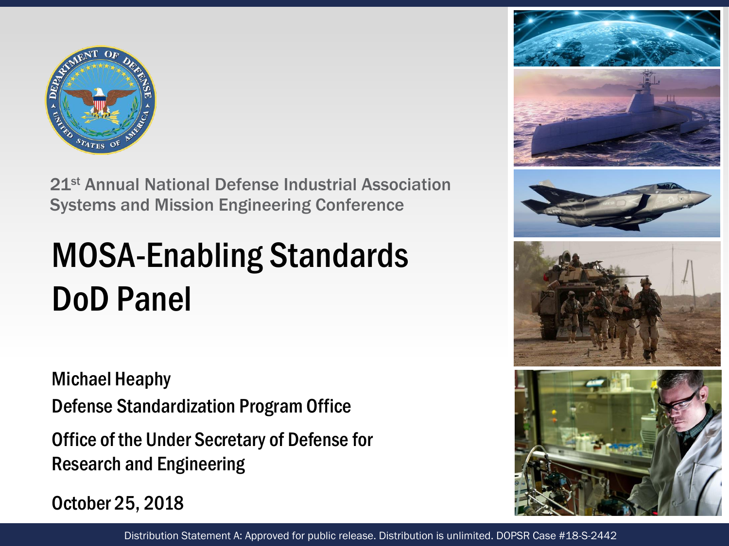21st Annual National Defense Industrial Association Systems and Mission Engineering Conference

# MOSA-Enabling Standards DoD Panel

Michael Heaphy

Defense Standardization Program Office

Office of the Under Secretary of Defense for Research and Engineering

October 25, 2018

Distribution Statement A: Approved for public release. Distribution is unlimited. DOPSR Case #18-S-2442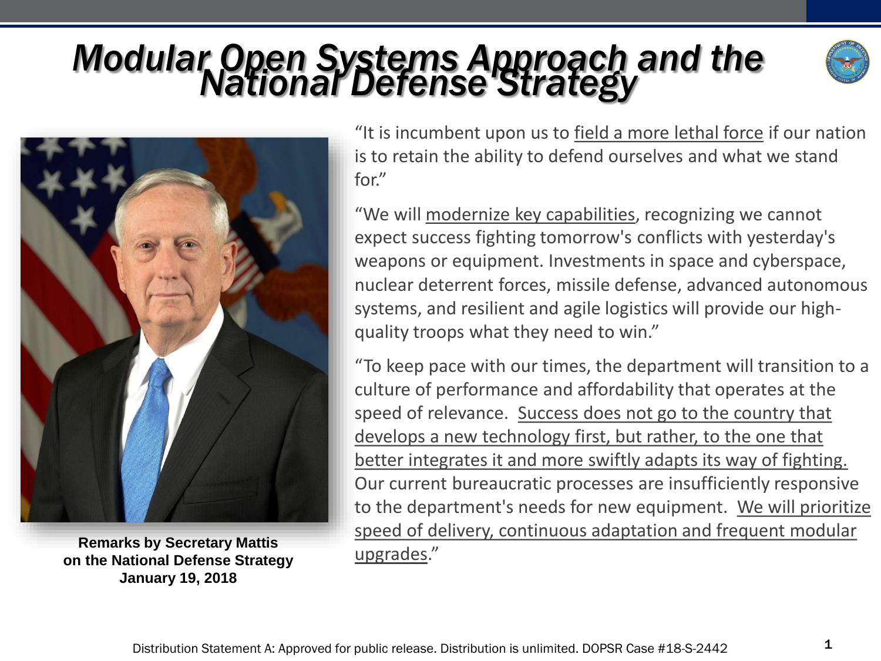# Modular Open Systems Approach and the National Defense Strategy

**Remarks by Secretary Mattis on the National Defense Strategy January 19, 2018**

"It is incumbent upon us to field a more lethal force if our nation is to retain the ability to defend ourselves and what we stand for."

"We will modernize key capabilities, recognizing we cannot expect success fighting tomorrow's conflicts with yesterday's weapons or equipment. Investments in space and cyberspace, nuclear deterrent forces, missile defense, advanced autonomous systems, and resilient and agile logistics will provide our high-quality troops what they need to win."

"To keep pace with our times, the department will transition to a culture of performance and affordability that operates at the speed of relevance. Success does not go to the country that develops a new technology first, but rather, to the one that better integrates it and more swiftly adapts its way of fighting. Our current bureaucratic processes are insufficiently responsive to the department's needs for new equipment. We will prioritize speed of delivery, continuous adaptation and frequent modular upgrades."

Distribution Statement A: Approved for public release. Distribution is unlimited. DOPSR Case #18-S-2442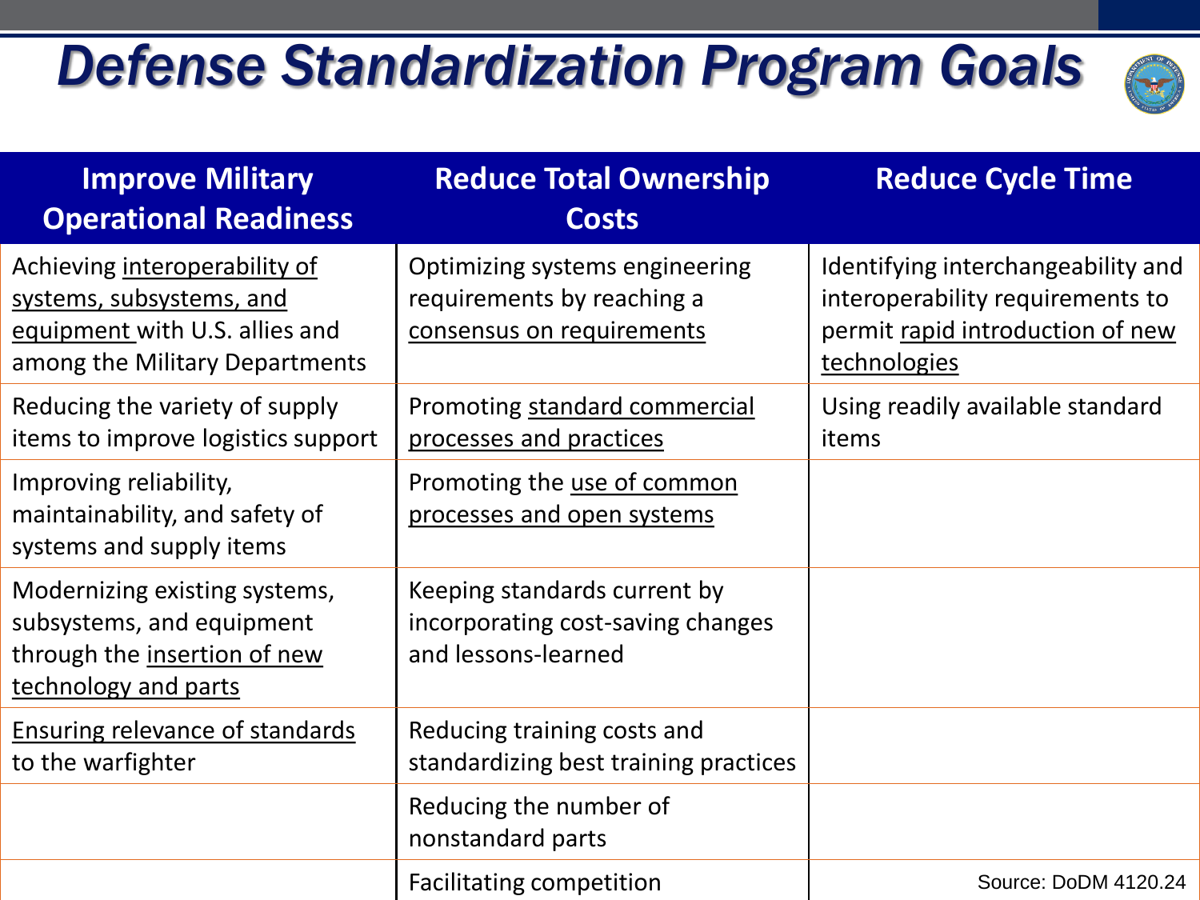# Defense Standardization Program Goals

| Improve Military Operational Readiness | Reduce Total Ownership Costs | Reduce Cycle Time |
|---|---|---|
| Achieving interoperability of systems, subsystems, and equipment with U.S. allies and among the Military Departments | Optimizing systems engineering requirements by reaching a consensus on requirements | Identifying interchangeability and interoperability requirements to permit rapid introduction of new technologies |
| Reducing the variety of supply items to improve logistics support | Promoting standard commercial processes and practices | Using readily available standard items |
| Improving reliability, maintainability, and safety of systems and supply items | Promoting the use of common processes and open systems | |
| Modernizing existing systems, subsystems, and equipment through the insertion of new technology and parts | Keeping standards current by incorporating cost-saving changes and lessons-learned | |
| Ensuring relevance of standards to the warfighter | Reducing training costs and standardizing best training practices | |
| | Reducing the number of nonstandard parts | |
| | Facilitating competition | |

Source: DoDM 4120.24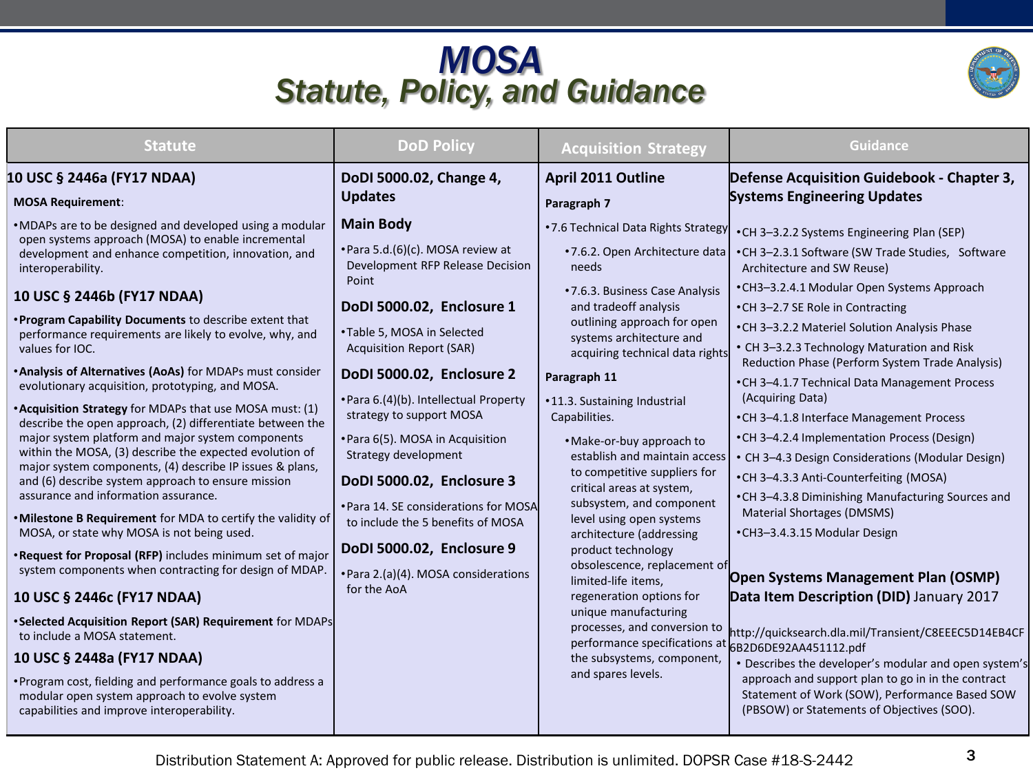# MOSA
## Statute, Policy, and Guidance

### Statute

**10 USC § 2446a (FY17 NDAA)**

**MOSA Requirement**:

- MDAPs are to be designed and developed using a modular open systems approach (MOSA) to enable incremental development and enhance competition, innovation, and interoperability.

**10 USC § 2446b (FY17 NDAA)**

- **Program Capability Documents** to describe extent that performance requirements are likely to evolve, why, and values for IOC.
- **Analysis of Alternatives (AoAs)** for MDAPs must consider evolutionary acquisition, prototyping, and MOSA.
- **Acquisition Strategy** for MDAPs that use MOSA must: (1) describe the open approach, (2) differentiate between the major system platform and major system components within the MOSA, (3) describe the expected evolution of major system components, (4) describe IP issues & plans, and (6) describe system approach to ensure mission assurance and information assurance.
- **Milestone B Requirement** for MDA to certify the validity of MOSA, or state why MOSA is not being used.
- **Request for Proposal (RFP)** includes minimum set of major system components when contracting for design of MDAP.

**10 USC § 2446c (FY17 NDAA)**

- **Selected Acquisition Report (SAR) Requirement** for MDAPs to include a MOSA statement.

**10 USC § 2448a (FY17 NDAA)**

- Program cost, fielding and performance goals to address a modular open system approach to evolve system capabilities and improve interoperability.

### DoD Policy

**DoDI 5000.02, Change 4, Updates**

**Main Body**

- Para 5.d.(6)(c). MOSA review at Development RFP Release Decision Point

**DoDI 5000.02, Enclosure 1**

- Table 5, MOSA in Selected Acquisition Report (SAR)

**DoDI 5000.02, Enclosure 2**

- Para 6.(4)(b). Intellectual Property strategy to support MOSA
- Para 6(5). MOSA in Acquisition Strategy development

**DoDI 5000.02, Enclosure 3**

- Para 14. SE considerations for MOSA to include the 5 benefits of MOSA

**DoDI 5000.02, Enclosure 9**

- Para 2.(a)(4). MOSA considerations for the AoA

### Acquisition Strategy

**April 2011 Outline**

**Paragraph 7**

- 7.6 Technical Data Rights Strategy
  - 7.6.2. Open Architecture data needs
  - 7.6.3. Business Case Analysis and tradeoff analysis outlining approach for open systems architecture and acquiring technical data rights

**Paragraph 11**

- 11.3. Sustaining Industrial Capabilities.
  - Make-or-buy approach to establish and maintain access to competitive suppliers for critical areas at system, subsystem, and component level using open systems architecture (addressing product technology obsolescence, replacement of limited-life items, regeneration options for unique manufacturing processes, and conversion to performance specifications at the subsystems, component, and spares levels.

### Guidance

**Defense Acquisition Guidebook - Chapter 3, Systems Engineering Updates**

- CH 3–3.2.2 Systems Engineering Plan (SEP)
- CH 3–2.3.1 Software (SW Trade Studies, Software Architecture and SW Reuse)
- CH3–3.2.4.1 Modular Open Systems Approach
- CH 3–2.7 SE Role in Contracting
- CH 3–3.2.2 Materiel Solution Analysis Phase
- CH 3–3.2.3 Technology Maturation and Risk Reduction Phase (Perform System Trade Analysis)
- CH 3–4.1.7 Technical Data Management Process (Acquiring Data)
- CH 3–4.1.8 Interface Management Process
- CH 3–4.2.4 Implementation Process (Design)
- CH 3–4.3 Design Considerations (Modular Design)
- CH 3–4.3.3 Anti-Counterfeiting (MOSA)
- CH 3–4.3.8 Diminishing Manufacturing Sources and Material Shortages (DMSMS)
- CH3–3.4.3.15 Modular Design

**Open Systems Management Plan (OSMP) Data Item Description (DID)** January 2017

http://quicksearch.dla.mil/Transient/C8EEEC5D14EB4CF6B2D6DE92AA451112.pdf

- Describes the developer's modular and open system's approach and support plan to go in in the contract Statement of Work (SOW), Performance Based SOW (PBSOW) or Statements of Objectives (SOO).

Distribution Statement A: Approved for public release. Distribution is unlimited. DOPSR Case #18-S-2442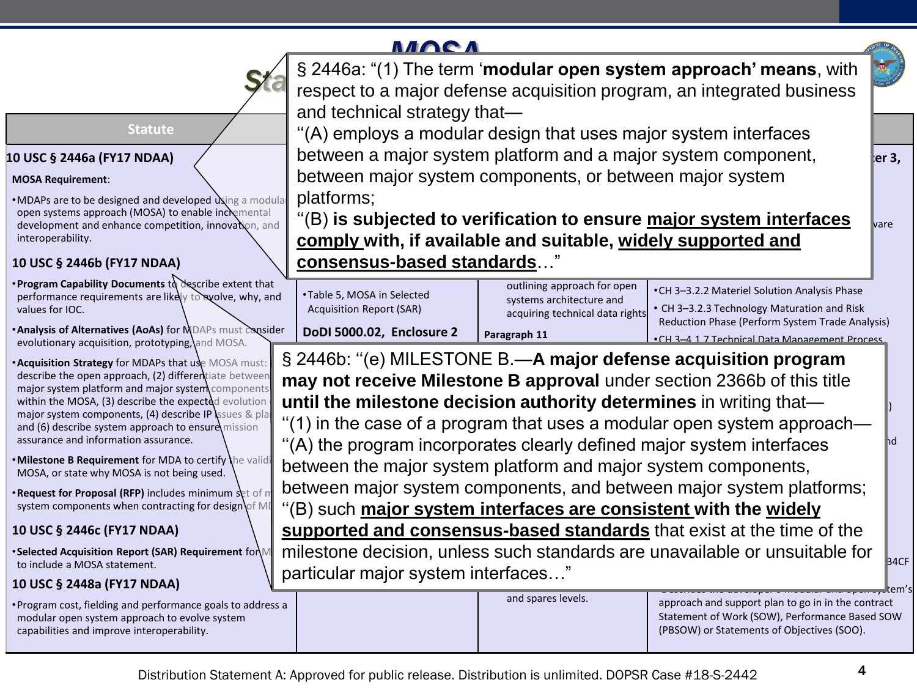# MOSA Statutes

| Statute | | | |
|---|---|---|---|
| **10 USC § 2446a (FY17 NDAA)** | | | ...ter 3, |
| **MOSA Requirement**: | | | |
| • MDAPs are to be designed and developed using a modular open systems approach (MOSA) to enable incremental development and enhance competition, innovation, and interoperability. | | | ...vare |
| **10 USC § 2446b (FY17 NDAA)** | | | |
| • **Program Capability Documents** to describe extent that performance requirements are likely to evolve, why, and values for IOC. | • Table 5, MOSA in Selected Acquisition Report (SAR) | outlining approach for open systems architecture and acquiring technical data rights | • CH 3–3.2.2 Materiel Solution Analysis Phase<br>• CH 3–3.2.3 Technology Maturation and Risk Reduction Phase (Perform System Trade Analysis) |
| • **Analysis of Alternatives (AoAs)** for MDAPs must consider evolutionary acquisition, prototyping, and MOSA. | **DoDI 5000.02, Enclosure 2** | **Paragraph 11** | • CH 3–4.1.7 Technical Data Management Process |
| • **Acquisition Strategy** for MDAPs that use MOSA must: describe the open approach, (2) differentiate between major system platform and major system components within the MOSA, (3) describe the expected evolution major system components, (4) describe IP issues & pla... and (6) describe system approach to ensure mission assurance and information assurance. | | | ...) |
| • **Milestone B Requirement** for MDA to certify the validi... MOSA, or state why MOSA is not being used. | | | ...nd |
| • **Request for Proposal (RFP)** includes minimum set of m... system components when contracting for design of M... | | | |
| **10 USC § 2446c (FY17 NDAA)** | | | |
| • **Selected Acquisition Report (SAR) Requirement** for M... to include a MOSA statement. | | | ...B4CF |
| **10 USC § 2448a (FY17 NDAA)** | | | ...tem's |
| • Program cost, fielding and performance goals to address a modular open system approach to evolve system capabilities and improve interoperability. | | and spares levels. | approach and support plan to go in in the contract Statement of Work (SOW), Performance Based SOW (PBSOW) or Statements of Objectives (SOO). |

§ 2446a: "(1) The term '**modular open system approach' means**, with respect to a major defense acquisition program, an integrated business and technical strategy that—
"(A) employs a modular design that uses major system interfaces between a major system platform and a major system component, between major system components, or between major system platforms;
"(B) **is subjected to verification to ensure major system interfaces comply with, if available and suitable, widely supported and consensus-based standards**..."

§ 2446b: "(e) MILESTONE B.—**A major defense acquisition program may not receive Milestone B approval** under section 2366b of this title **until the milestone decision authority determines** in writing that—
"(1) in the case of a program that uses a modular open system approach—
"(A) the program incorporates clearly defined major system interfaces between the major system platform and major system components, between major system components, and between major system platforms;
"(B) such **major system interfaces are consistent with the widely supported and consensus-based standards** that exist at the time of the milestone decision, unless such standards are unavailable or unsuitable for particular major system interfaces..."

Distribution Statement A: Approved for public release. Distribution is unlimited. DOPSR Case #18-S-2442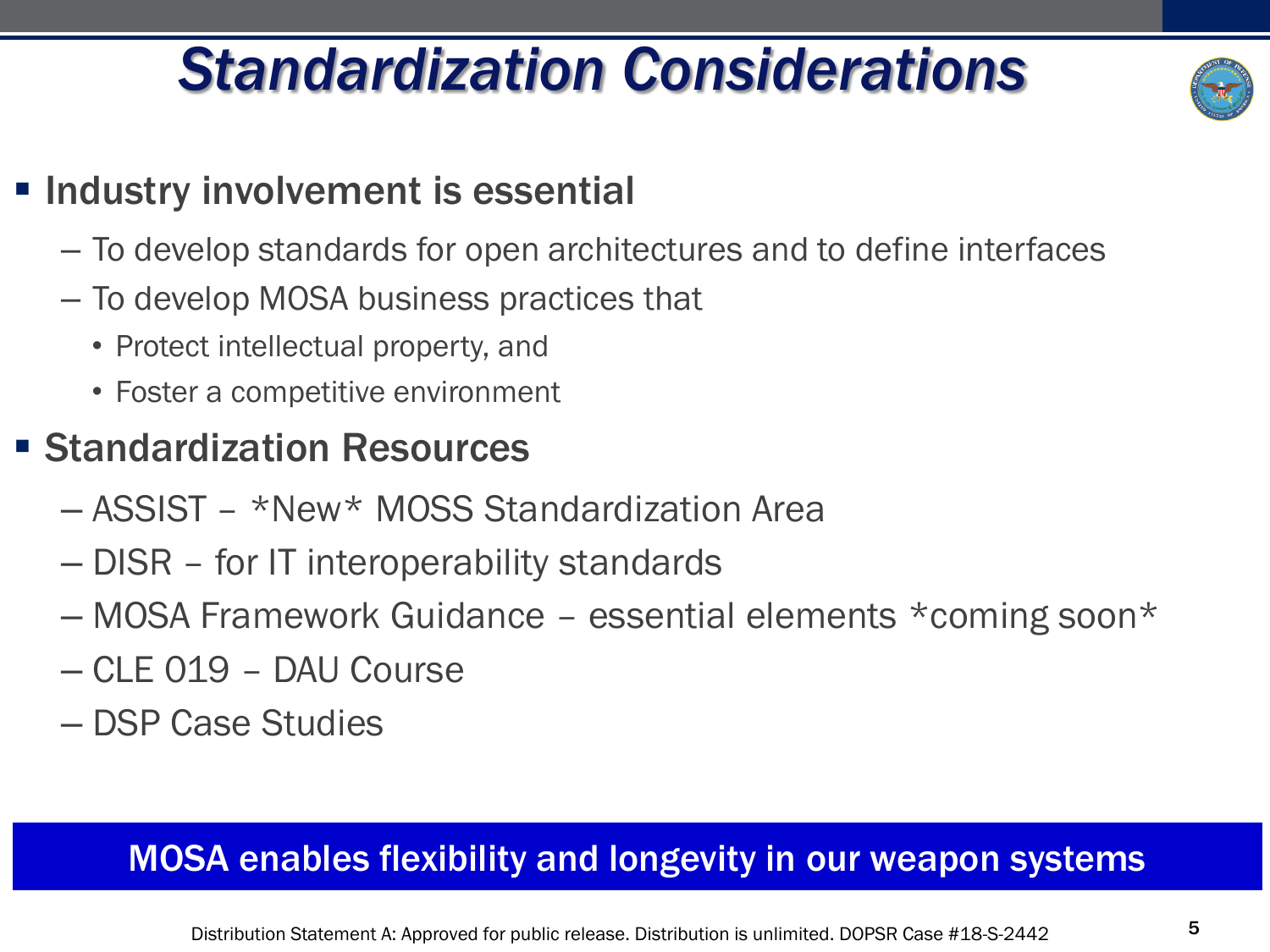# Standardization Considerations

- **Industry involvement is essential**
  - To develop standards for open architectures and to define interfaces
  - To develop MOSA business practices that
    - Protect intellectual property, and
    - Foster a competitive environment
- **Standardization Resources**
  - ASSIST – *New* MOSS Standardization Area
  - DISR – for IT interoperability standards
  - MOSA Framework Guidance – essential elements *coming soon*
  - CLE 019 – DAU Course
  - DSP Case Studies

**MOSA enables flexibility and longevity in our weapon systems**

Distribution Statement A: Approved for public release. Distribution is unlimited. DOPSR Case #18-S-2442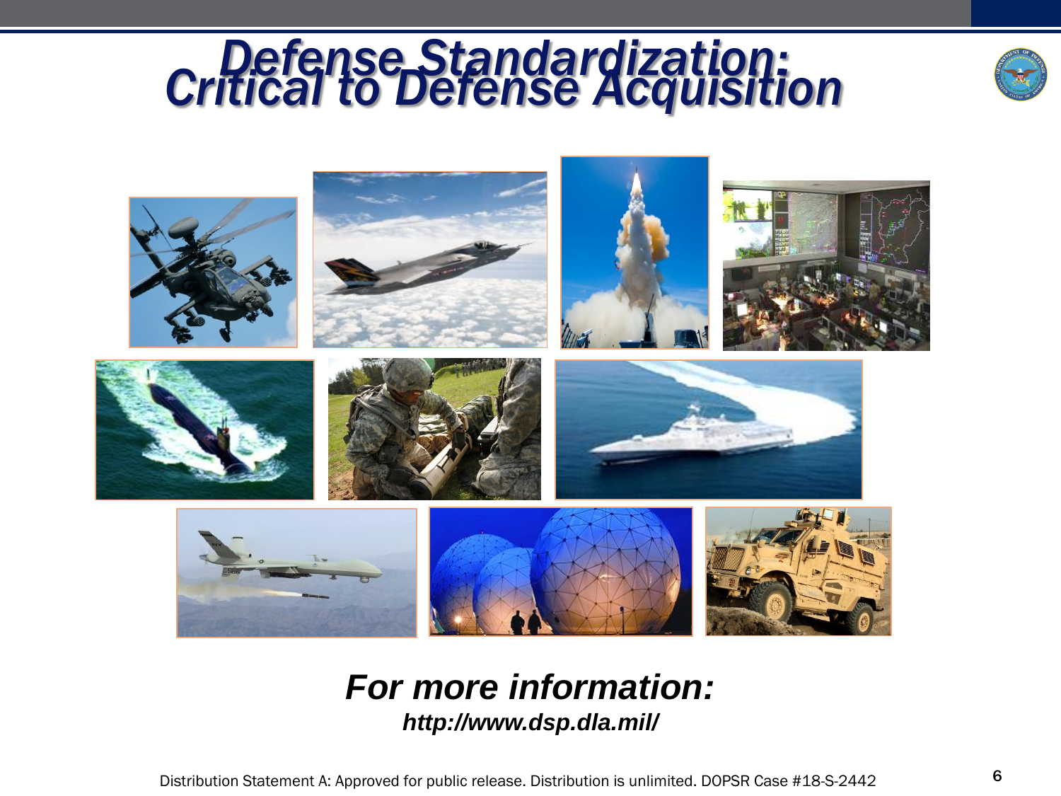# Defense Standardization: Critical to Defense Acquisition

***For more information:***

***http://www.dsp.dla.mil/***

Distribution Statement A: Approved for public release. Distribution is unlimited. DOPSR Case #18-S-2442